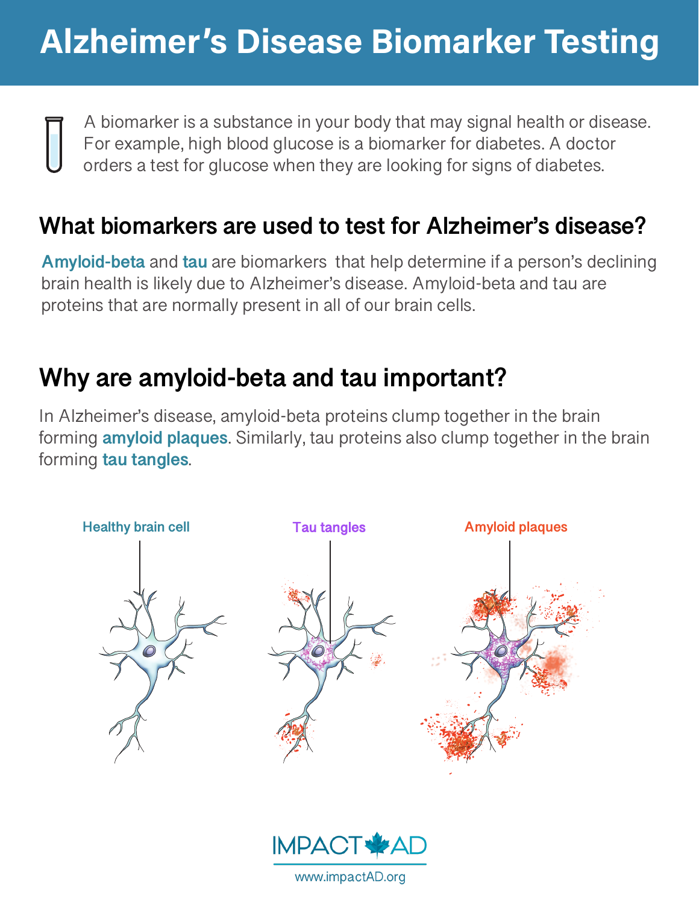# Alzheimer's Disease Biomarker Testing

A biomarker is a substance in your body that may signal health or disease. For example, high blood glucose is a biomarker for diabetes. A doctor orders a test for glucose when they are looking for signs of diabetes.

## What biomarkers are used to test for Alzheimer's disease?

**Amyloid-beta** and **tau** are biomarkers that help determine if a person's declining brain health is likely due to Alzheimer's disease. Amyloid-beta and tau are proteins that are normally present in all of our brain cells.

## Why are amyloid-beta and tau important?

In Alzheimer's disease, amyloid-beta proteins clump together in the brain forming **amyloid plaques**. Similarly, tau proteins also clump together in the brain forming **tau tangles**.

Healthy brain cell

Tau tangles

Amyloid plaques

IMPACT AD

www.impactAD.org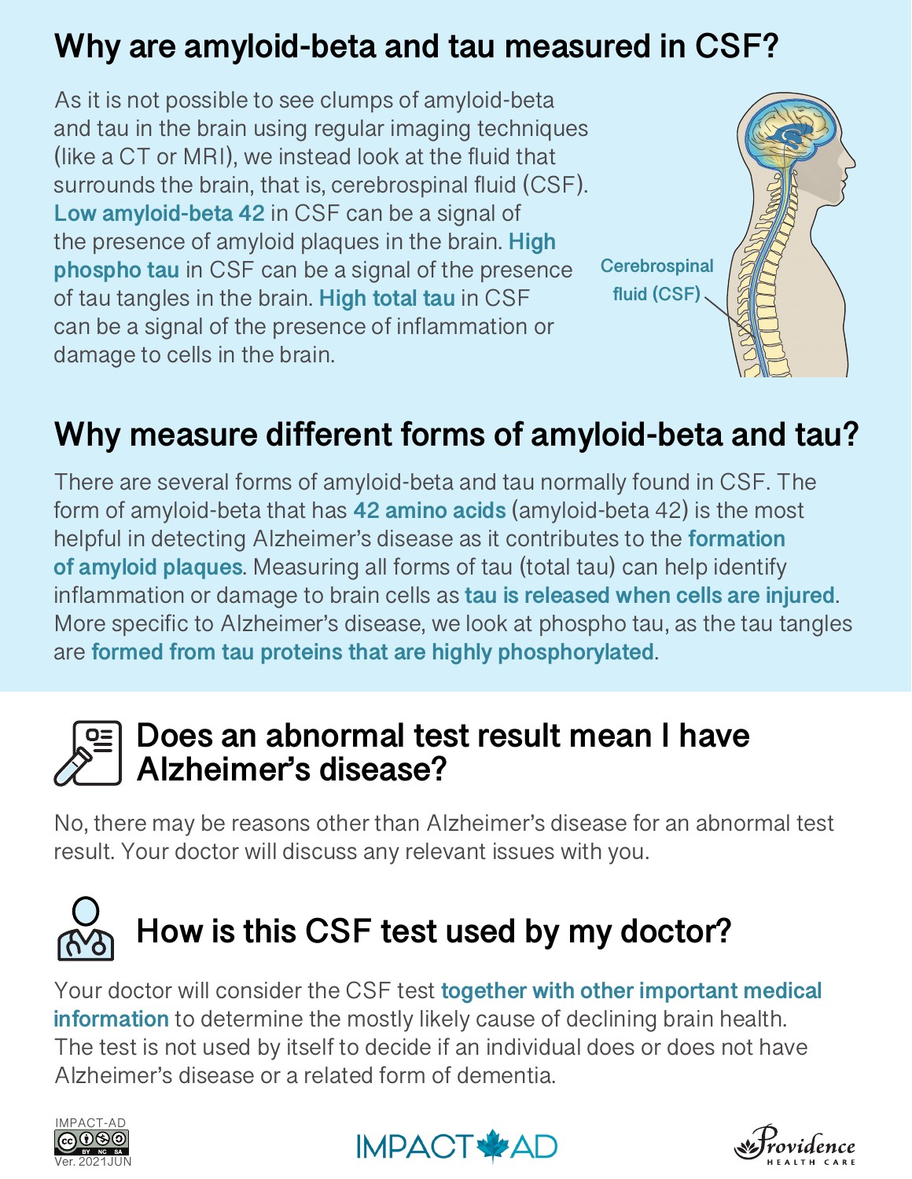## Why are amyloid-beta and tau measured in CSF?

As it is not possible to see clumps of amyloid-beta and tau in the brain using regular imaging techniques (like a CT or MRI), we instead look at the fluid that surrounds the brain, that is, cerebrospinal fluid (CSF). **Low amyloid-beta 42** in CSF can be a signal of the presence of amyloid plaques in the brain. **High phospho tau** in CSF can be a signal of the presence of tau tangles in the brain. **High total tau** in CSF can be a signal of the presence of inflammation or damage to cells in the brain.

Cerebrospinal fluid (CSF)

## Why measure different forms of amyloid-beta and tau?

There are several forms of amyloid-beta and tau normally found in CSF. The form of amyloid-beta that has **42 amino acids** (amyloid-beta 42) is the most helpful in detecting Alzheimer's disease as it contributes to the **formation of amyloid plaques**. Measuring all forms of tau (total tau) can help identify inflammation or damage to brain cells as **tau is released when cells are injured**. More specific to Alzheimer's disease, we look at phospho tau, as the tau tangles are **formed from tau proteins that are highly phosphorylated**.

## Does an abnormal test result mean I have Alzheimer's disease?

No, there may be reasons other than Alzheimer's disease for an abnormal test result. Your doctor will discuss any relevant issues with you.

## How is this CSF test used by my doctor?

Your doctor will consider the CSF test **together with other important medical information** to determine the mostly likely cause of declining brain health. The test is not used by itself to decide if an individual does or does not have Alzheimer's disease or a related form of dementia.

IMPACT-AD
Ver. 2021JUN

IMPACT AD

Providence HEALTH CARE